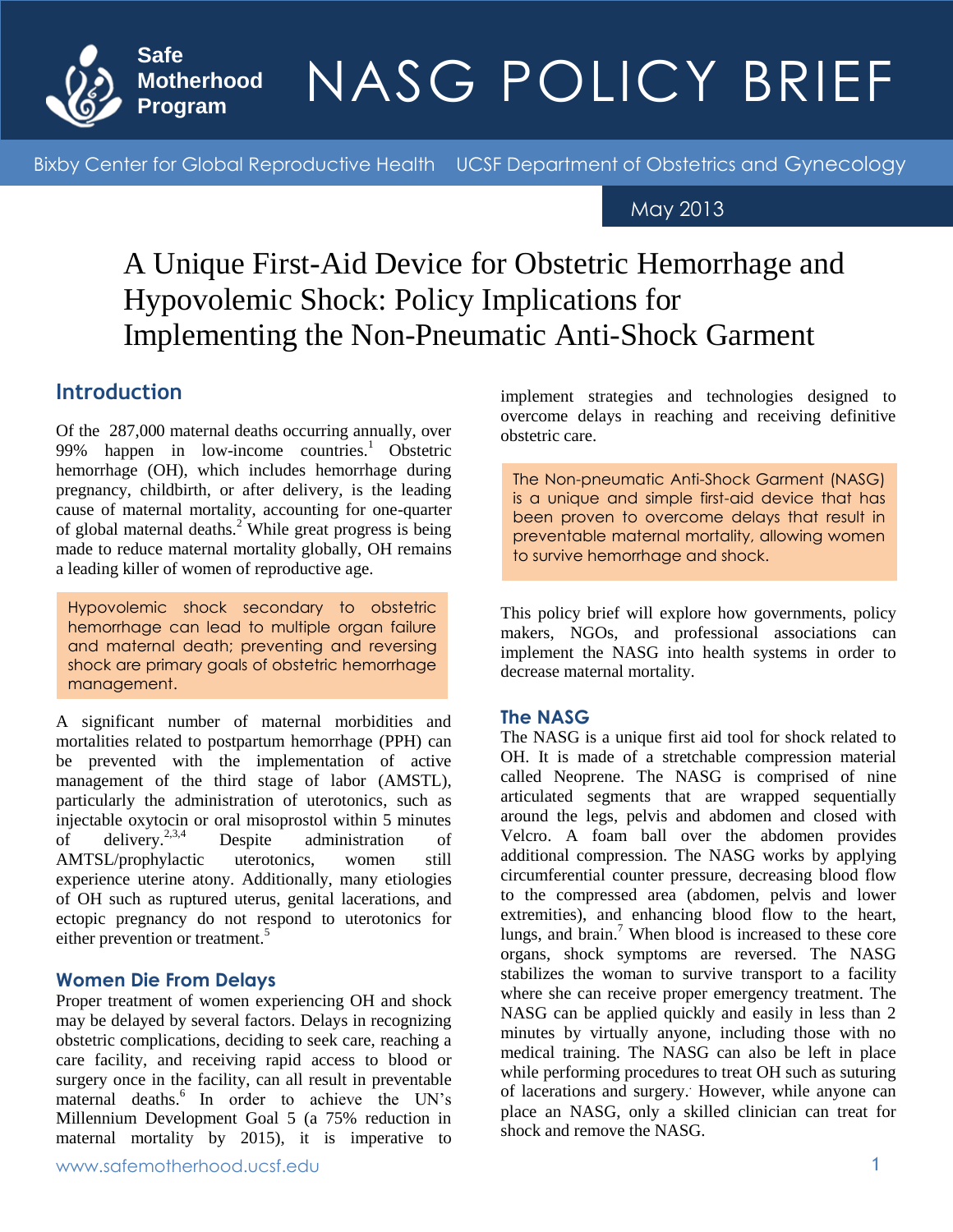Safe Motherhood Program

# NASG POLICY BRIEF

Bixby Center for Global Reproductive Health    UCSF Department of Obstetrics and Gynecology

May 2013

# A Unique First-Aid Device for Obstetric Hemorrhage and Hypovolemic Shock: Policy Implications for Implementing the Non-Pneumatic Anti-Shock Garment

## Introduction

Of the 287,000 maternal deaths occurring annually, over 99% happen in low-income countries.[1] Obstetric hemorrhage (OH), which includes hemorrhage during pregnancy, childbirth, or after delivery, is the leading cause of maternal mortality, accounting for one-quarter of global maternal deaths.[2] While great progress is being made to reduce maternal mortality globally, OH remains a leading killer of women of reproductive age.

> Hypovolemic shock secondary to obstetric hemorrhage can lead to multiple organ failure and maternal death; preventing and reversing shock are primary goals of obstetric hemorrhage management.

A significant number of maternal morbidities and mortalities related to postpartum hemorrhage (PPH) can be prevented with the implementation of active management of the third stage of labor (AMSTL), particularly the administration of uterotonics, such as injectable oxytocin or oral misoprostol within 5 minutes of delivery.[2,3,4] Despite administration of AMTSL/prophylactic uterotonics, women still experience uterine atony. Additionally, many etiologies of OH such as ruptured uterus, genital lacerations, and ectopic pregnancy do not respond to uterotonics for either prevention or treatment.[5]

### Women Die From Delays

Proper treatment of women experiencing OH and shock may be delayed by several factors. Delays in recognizing obstetric complications, deciding to seek care, reaching a care facility, and receiving rapid access to blood or surgery once in the facility, can all result in preventable maternal deaths.[6] In order to achieve the UN's Millennium Development Goal 5 (a 75% reduction in maternal mortality by 2015), it is imperative to implement strategies and technologies designed to overcome delays in reaching and receiving definitive obstetric care.

> The Non-pneumatic Anti-Shock Garment (NASG) is a unique and simple first-aid device that has been proven to overcome delays that result in preventable maternal mortality, allowing women to survive hemorrhage and shock.

This policy brief will explore how governments, policy makers, NGOs, and professional associations can implement the NASG into health systems in order to decrease maternal mortality.

### The NASG

The NASG is a unique first aid tool for shock related to OH. It is made of a stretchable compression material called Neoprene. The NASG is comprised of nine articulated segments that are wrapped sequentially around the legs, pelvis and abdomen and closed with Velcro. A foam ball over the abdomen provides additional compression. The NASG works by applying circumferential counter pressure, decreasing blood flow to the compressed area (abdomen, pelvis and lower extremities), and enhancing blood flow to the heart, lungs, and brain.[7] When blood is increased to these core organs, shock symptoms are reversed. The NASG stabilizes the woman to survive transport to a facility where she can receive proper emergency treatment. The NASG can be applied quickly and easily in less than 2 minutes by virtually anyone, including those with no medical training. The NASG can also be left in place while performing procedures to treat OH such as suturing of lacerations and surgery. However, while anyone can place an NASG, only a skilled clinician can treat for shock and remove the NASG.

www.safemotherhood.ucsf.edu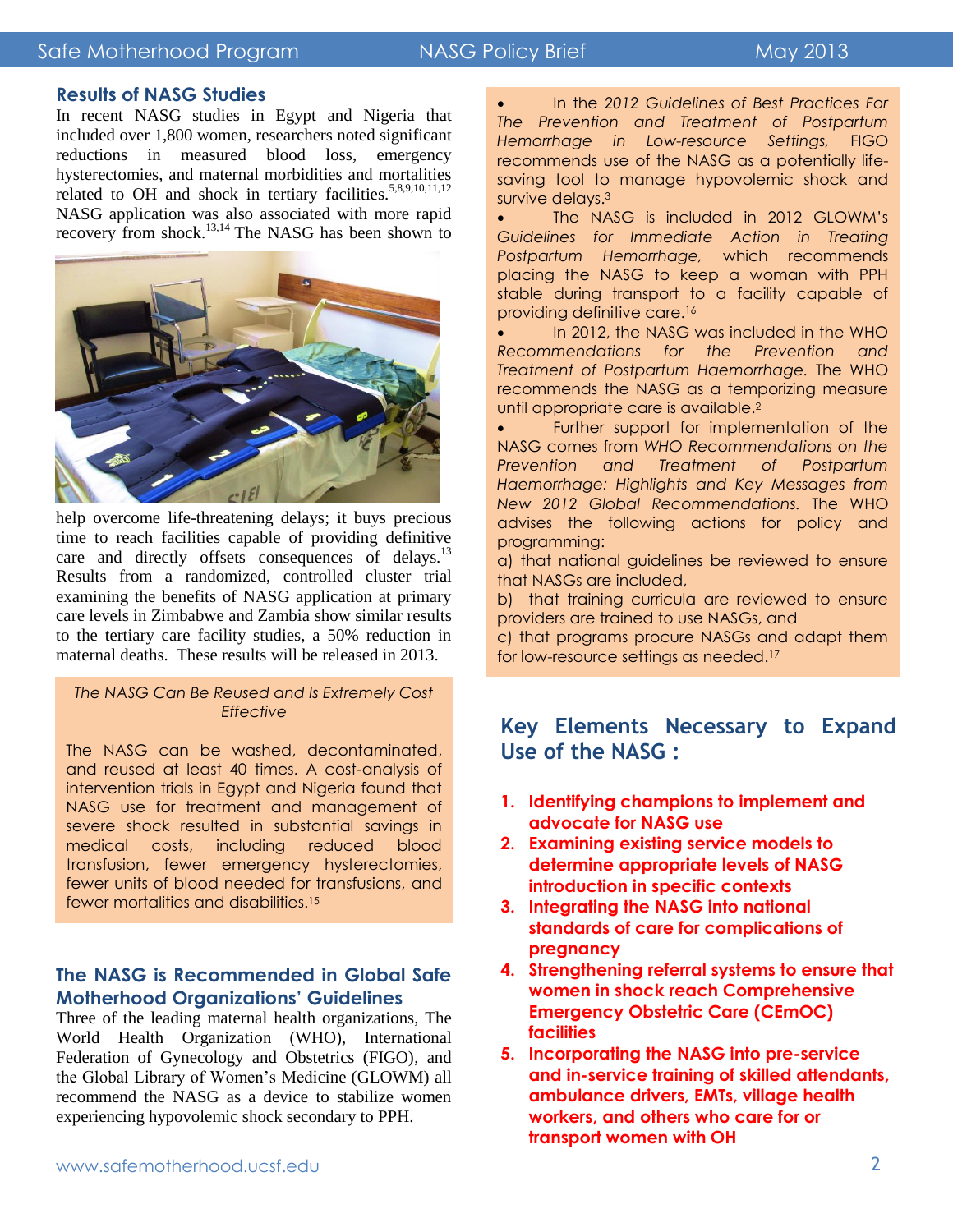## Results of NASG Studies

In recent NASG studies in Egypt and Nigeria that included over 1,800 women, researchers noted significant reductions in measured blood loss, emergency hysterectomies, and maternal morbidities and mortalities related to OH and shock in tertiary facilities.[5,8,9,10,11,12] NASG application was also associated with more rapid recovery from shock.[13,14] The NASG has been shown to help overcome life-threatening delays; it buys precious time to reach facilities capable of providing definitive care and directly offsets consequences of delays.[13] Results from a randomized, controlled cluster trial examining the benefits of NASG application at primary care levels in Zimbabwe and Zambia show similar results to the tertiary care facility studies, a 50% reduction in maternal deaths. These results will be released in 2013.

> *The NASG Can Be Reused and Is Extremely Cost Effective*
>
> The NASG can be washed, decontaminated, and reused at least 40 times. A cost-analysis of intervention trials in Egypt and Nigeria found that NASG use for treatment and management of severe shock resulted in substantial savings in medical costs, including reduced blood transfusion, fewer emergency hysterectomies, fewer units of blood needed for transfusions, and fewer mortalities and disabilities.[15]

## The NASG is Recommended in Global Safe Motherhood Organizations' Guidelines

Three of the leading maternal health organizations, The World Health Organization (WHO), International Federation of Gynecology and Obstetrics (FIGO), and the Global Library of Women's Medicine (GLOWM) all recommend the NASG as a device to stabilize women experiencing hypovolemic shock secondary to PPH.

- In the *2012 Guidelines of Best Practices For The Prevention and Treatment of Postpartum Hemorrhage in Low-resource Settings*, FIGO recommends use of the NASG as a potentially life-saving tool to manage hypovolemic shock and survive delays.[3]
- The NASG is included in 2012 GLOWM's *Guidelines for Immediate Action in Treating Postpartum Hemorrhage*, which recommends placing the NASG to keep a woman with PPH stable during transport to a facility capable of providing definitive care.[16]
- In 2012, the NASG was included in the WHO *Recommendations for the Prevention and Treatment of Postpartum Haemorrhage*. The WHO recommends the NASG as a temporizing measure until appropriate care is available.[2]
- Further support for implementation of the NASG comes from *WHO Recommendations on the Prevention and Treatment of Postpartum Haemorrhage: Highlights and Key Messages from New 2012 Global Recommendations.* The WHO advises the following actions for policy and programming:

  a) that national guidelines be reviewed to ensure that NASGs are included,

  b) that training curricula are reviewed to ensure providers are trained to use NASGs, and

  c) that programs procure NASGs and adapt them for low-resource settings as needed.[17]

## Key Elements Necessary to Expand Use of the NASG :

1. **Identifying champions to implement and advocate for NASG use**
2. **Examining existing service models to determine appropriate levels of NASG introduction in specific contexts**
3. **Integrating the NASG into national standards of care for complications of pregnancy**
4. **Strengthening referral systems to ensure that women in shock reach Comprehensive Emergency Obstetric Care (CEmOC) facilities**
5. **Incorporating the NASG into pre-service and in-service training of skilled attendants, ambulance drivers, EMTs, village health workers, and others who care for or transport women with OH**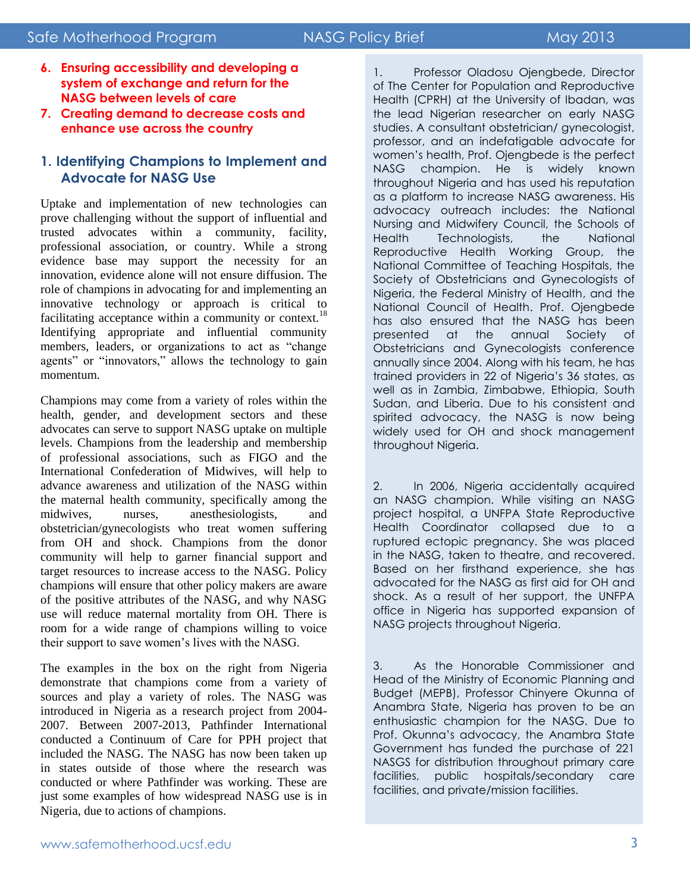6. **Ensuring accessibility and developing a system of exchange and return for the NASG between levels of care**
7. **Creating demand to decrease costs and enhance use across the country**

## 1. Identifying Champions to Implement and Advocate for NASG Use

Uptake and implementation of new technologies can prove challenging without the support of influential and trusted advocates within a community, facility, professional association, or country. While a strong evidence base may support the necessity for an innovation, evidence alone will not ensure diffusion. The role of champions in advocating for and implementing an innovative technology or approach is critical to facilitating acceptance within a community or context.[18] Identifying appropriate and influential community members, leaders, or organizations to act as "change agents" or "innovators," allows the technology to gain momentum.

Champions may come from a variety of roles within the health, gender, and development sectors and these advocates can serve to support NASG uptake on multiple levels. Champions from the leadership and membership of professional associations, such as FIGO and the International Confederation of Midwives, will help to advance awareness and utilization of the NASG within the maternal health community, specifically among the midwives, nurses, anesthesiologists, and obstetrician/gynecologists who treat women suffering from OH and shock. Champions from the donor community will help to garner financial support and target resources to increase access to the NASG. Policy champions will ensure that other policy makers are aware of the positive attributes of the NASG, and why NASG use will reduce maternal mortality from OH. There is room for a wide range of champions willing to voice their support to save women's lives with the NASG.

The examples in the box on the right from Nigeria demonstrate that champions come from a variety of sources and play a variety of roles. The NASG was introduced in Nigeria as a research project from 2004-2007. Between 2007-2013, Pathfinder International conducted a Continuum of Care for PPH project that included the NASG. The NASG has now been taken up in states outside of those where the research was conducted or where Pathfinder was working. These are just some examples of how widespread NASG use is in Nigeria, due to actions of champions.

1. Professor Oladosu Ojengbede, Director of The Center for Population and Reproductive Health (CPRH) at the University of Ibadan, was the lead Nigerian researcher on early NASG studies. A consultant obstetrician/ gynecologist, professor, and an indefatigable advocate for women's health, Prof. Ojengbede is the perfect NASG champion. He is widely known throughout Nigeria and has used his reputation as a platform to increase NASG awareness. His advocacy outreach includes: the National Nursing and Midwifery Council, the Schools of Health Technologists, the National Reproductive Health Working Group, the National Committee of Teaching Hospitals, the Society of Obstetricians and Gynecologists of Nigeria, the Federal Ministry of Health, and the National Council of Health. Prof. Ojengbede has also ensured that the NASG has been presented at the annual Society of Obstetricians and Gynecologists conference annually since 2004. Along with his team, he has trained providers in 22 of Nigeria's 36 states, as well as in Zambia, Zimbabwe, Ethiopia, South Sudan, and Liberia. Due to his consistent and spirited advocacy, the NASG is now being widely used for OH and shock management throughout Nigeria.

2. In 2006, Nigeria accidentally acquired an NASG champion. While visiting an NASG project hospital, a UNFPA State Reproductive Health Coordinator collapsed due to a ruptured ectopic pregnancy. She was placed in the NASG, taken to theatre, and recovered. Based on her firsthand experience, she has advocated for the NASG as first aid for OH and shock. As a result of her support, the UNFPA office in Nigeria has supported expansion of NASG projects throughout Nigeria.

3. As the Honorable Commissioner and Head of the Ministry of Economic Planning and Budget (MEPB), Professor Chinyere Okunna of Anambra State, Nigeria has proven to be an enthusiastic champion for the NASG. Due to Prof. Okunna's advocacy, the Anambra State Government has funded the purchase of 221 NASGS for distribution throughout primary care facilities, public hospitals/secondary care facilities, and private/mission facilities.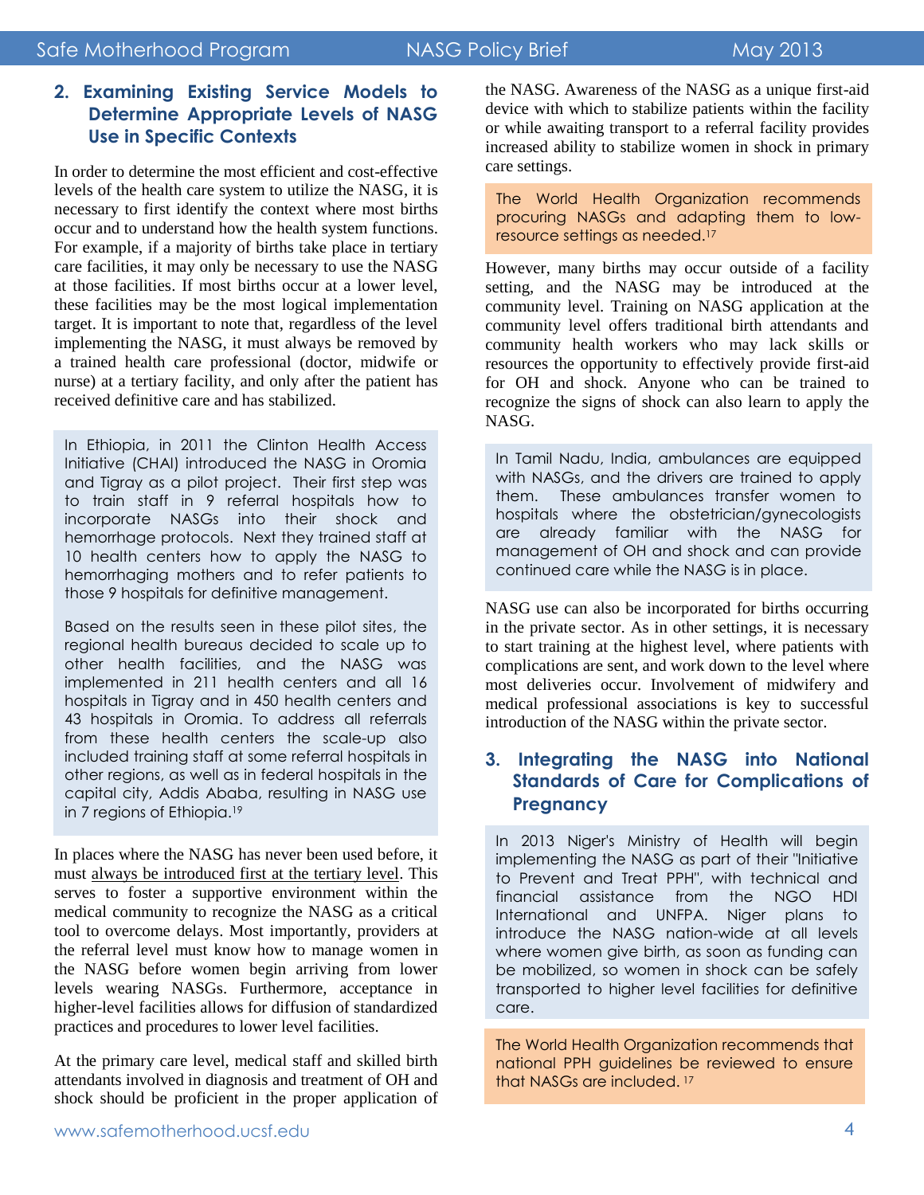## 2. Examining Existing Service Models to Determine Appropriate Levels of NASG Use in Specific Contexts

In order to determine the most efficient and cost-effective levels of the health care system to utilize the NASG, it is necessary to first identify the context where most births occur and to understand how the health system functions. For example, if a majority of births take place in tertiary care facilities, it may only be necessary to use the NASG at those facilities. If most births occur at a lower level, these facilities may be the most logical implementation target. It is important to note that, regardless of the level implementing the NASG, it must always be removed by a trained health care professional (doctor, midwife or nurse) at a tertiary facility, and only after the patient has received definitive care and has stabilized.

> In Ethiopia, in 2011 the Clinton Health Access Initiative (CHAI) introduced the NASG in Oromia and Tigray as a pilot project. Their first step was to train staff in 9 referral hospitals how to incorporate NASGs into their shock and hemorrhage protocols. Next they trained staff at 10 health centers how to apply the NASG to hemorrhaging mothers and to refer patients to those 9 hospitals for definitive management.
>
> Based on the results seen in these pilot sites, the regional health bureaus decided to scale up to other health facilities, and the NASG was implemented in 211 health centers and all 16 hospitals in Tigray and in 450 health centers and 43 hospitals in Oromia. To address all referrals from these health centers the scale-up also included training staff at some referral hospitals in other regions, as well as in federal hospitals in the capital city, Addis Ababa, resulting in NASG use in 7 regions of Ethiopia.[19]

In places where the NASG has never been used before, it must always be introduced first at the tertiary level. This serves to foster a supportive environment within the medical community to recognize the NASG as a critical tool to overcome delays. Most importantly, providers at the referral level must know how to manage women in the NASG before women begin arriving from lower levels wearing NASGs. Furthermore, acceptance in higher-level facilities allows for diffusion of standardized practices and procedures to lower level facilities.

At the primary care level, medical staff and skilled birth attendants involved in diagnosis and treatment of OH and shock should be proficient in the proper application of the NASG. Awareness of the NASG as a unique first-aid device with which to stabilize patients within the facility or while awaiting transport to a referral facility provides increased ability to stabilize women in shock in primary care settings.

> The World Health Organization recommends procuring NASGs and adapting them to low-resource settings as needed.[17]

However, many births may occur outside of a facility setting, and the NASG may be introduced at the community level. Training on NASG application at the community level offers traditional birth attendants and community health workers who may lack skills or resources the opportunity to effectively provide first-aid for OH and shock. Anyone who can be trained to recognize the signs of shock can also learn to apply the NASG.

> In Tamil Nadu, India, ambulances are equipped with NASGs, and the drivers are trained to apply them. These ambulances transfer women to hospitals where the obstetrician/gynecologists are already familiar with the NASG for management of OH and shock and can provide continued care while the NASG is in place.

NASG use can also be incorporated for births occurring in the private sector. As in other settings, it is necessary to start training at the highest level, where patients with complications are sent, and work down to the level where most deliveries occur. Involvement of midwifery and medical professional associations is key to successful introduction of the NASG within the private sector.

## 3. Integrating the NASG into National Standards of Care for Complications of Pregnancy

> In 2013 Niger's Ministry of Health will begin implementing the NASG as part of their "Initiative to Prevent and Treat PPH", with technical and financial assistance from the NGO HDI International and UNFPA. Niger plans to introduce the NASG nation-wide at all levels where women give birth, as soon as funding can be mobilized, so women in shock can be safely transported to higher level facilities for definitive care.

> The World Health Organization recommends that national PPH guidelines be reviewed to ensure that NASGs are included.[17]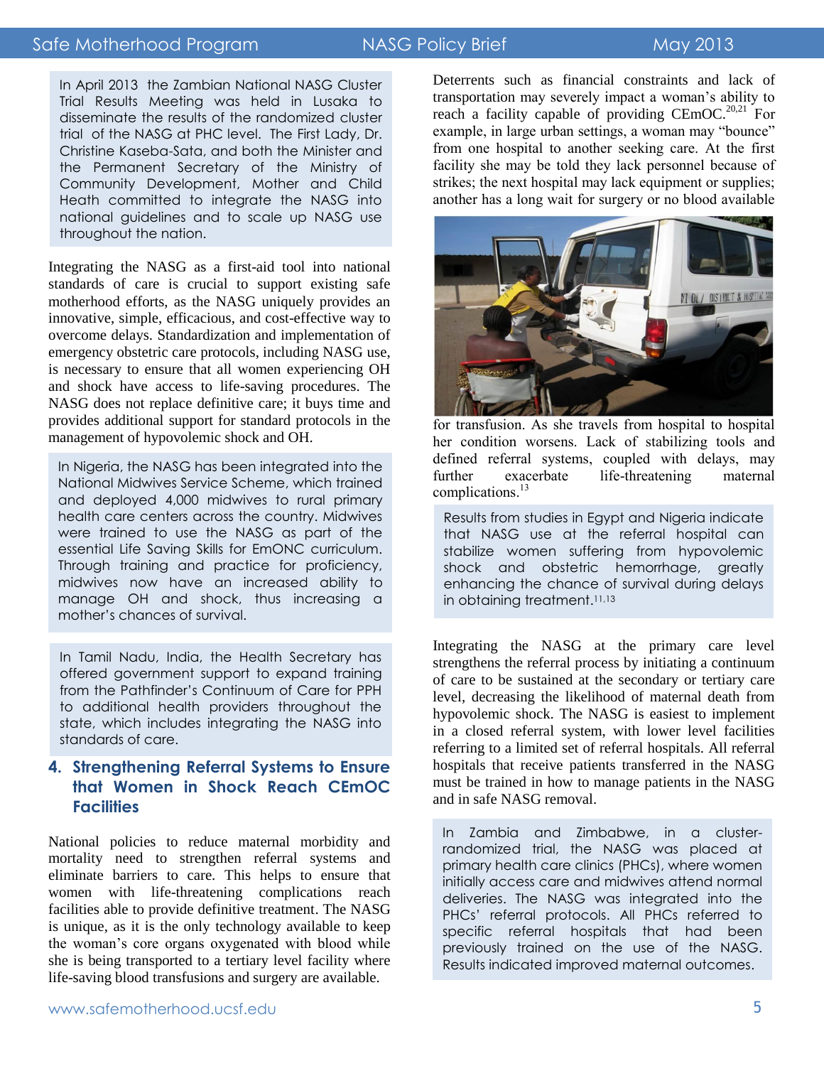In April 2013 the Zambian National NASG Cluster Trial Results Meeting was held in Lusaka to disseminate the results of the randomized cluster trial of the NASG at PHC level. The First Lady, Dr. Christine Kaseba-Sata, and both the Minister and the Permanent Secretary of the Ministry of Community Development, Mother and Child Heath committed to integrate the NASG into national guidelines and to scale up NASG use throughout the nation.

Integrating the NASG as a first-aid tool into national standards of care is crucial to support existing safe motherhood efforts, as the NASG uniquely provides an innovative, simple, efficacious, and cost-effective way to overcome delays. Standardization and implementation of emergency obstetric care protocols, including NASG use, is necessary to ensure that all women experiencing OH and shock have access to life-saving procedures. The NASG does not replace definitive care; it buys time and provides additional support for standard protocols in the management of hypovolemic shock and OH.

In Nigeria, the NASG has been integrated into the National Midwives Service Scheme, which trained and deployed 4,000 midwives to rural primary health care centers across the country. Midwives were trained to use the NASG as part of the essential Life Saving Skills for EmONC curriculum. Through training and practice for proficiency, midwives now have an increased ability to manage OH and shock, thus increasing a mother's chances of survival.

In Tamil Nadu, India, the Health Secretary has offered government support to expand training from the Pathfinder's Continuum of Care for PPH to additional health providers throughout the state, which includes integrating the NASG into standards of care.

## 4. Strengthening Referral Systems to Ensure that Women in Shock Reach CEmOC Facilities

National policies to reduce maternal morbidity and mortality need to strengthen referral systems and eliminate barriers to care. This helps to ensure that women with life-threatening complications reach facilities able to provide definitive treatment. The NASG is unique, as it is the only technology available to keep the woman's core organs oxygenated with blood while she is being transported to a tertiary level facility where life-saving blood transfusions and surgery are available.

Deterrents such as financial constraints and lack of transportation may severely impact a woman's ability to reach a facility capable of providing CEmOC.[20,21] For example, in large urban settings, a woman may "bounce" from one hospital to another seeking care. At the first facility she may be told they lack personnel because of strikes; the next hospital may lack equipment or supplies; another has a long wait for surgery or no blood available for transfusion. As she travels from hospital to hospital her condition worsens. Lack of stabilizing tools and defined referral systems, coupled with delays, may further exacerbate life-threatening maternal complications.[13]

Results from studies in Egypt and Nigeria indicate that NASG use at the referral hospital can stabilize women suffering from hypovolemic shock and obstetric hemorrhage, greatly enhancing the chance of survival during delays in obtaining treatment.[11,13]

Integrating the NASG at the primary care level strengthens the referral process by initiating a continuum of care to be sustained at the secondary or tertiary care level, decreasing the likelihood of maternal death from hypovolemic shock. The NASG is easiest to implement in a closed referral system, with lower level facilities referring to a limited set of referral hospitals. All referral hospitals that receive patients transferred in the NASG must be trained in how to manage patients in the NASG and in safe NASG removal.

In Zambia and Zimbabwe, in a cluster-randomized trial, the NASG was placed at primary health care clinics (PHCs), where women initially access care and midwives attend normal deliveries. The NASG was integrated into the PHCs' referral protocols. All PHCs referred to specific referral hospitals that had been previously trained on the use of the NASG. Results indicated improved maternal outcomes.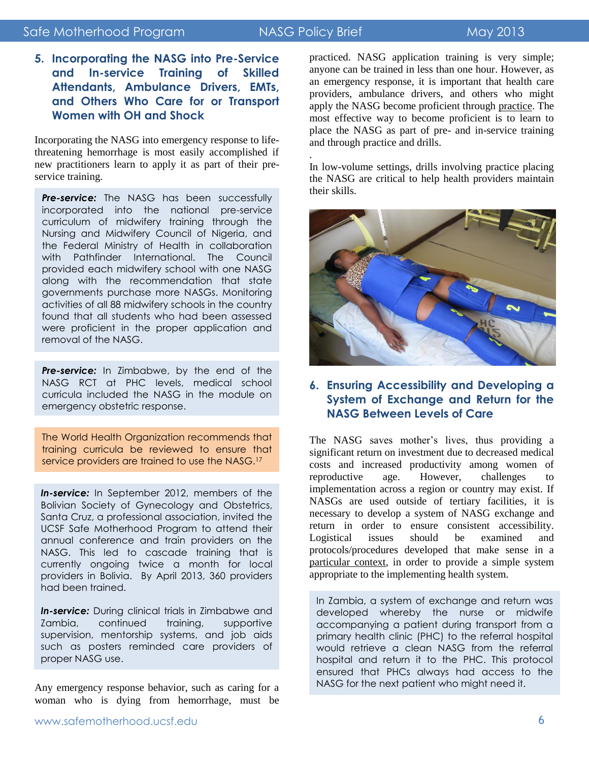## 5. Incorporating the NASG into Pre-Service and In-service Training of Skilled Attendants, Ambulance Drivers, EMTs, and Others Who Care for or Transport Women with OH and Shock

Incorporating the NASG into emergency response to life-threatening hemorrhage is most easily accomplished if new practitioners learn to apply it as part of their pre-service training.

***Pre-service:*** The NASG has been successfully incorporated into the national pre-service curriculum of midwifery training through the Nursing and Midwifery Council of Nigeria, and the Federal Ministry of Health in collaboration with Pathfinder International. The Council provided each midwifery school with one NASG along with the recommendation that state governments purchase more NASGs. Monitoring activities of all 88 midwifery schools in the country found that all students who had been assessed were proficient in the proper application and removal of the NASG.

***Pre-service:*** In Zimbabwe, by the end of the NASG RCT at PHC levels, medical school curricula included the NASG in the module on emergency obstetric response.

The World Health Organization recommends that training curricula be reviewed to ensure that service providers are trained to use the NASG.[17]

***In-service:*** In September 2012, members of the Bolivian Society of Gynecology and Obstetrics, Santa Cruz, a professional association, invited the UCSF Safe Motherhood Program to attend their annual conference and train providers on the NASG. This led to cascade training that is currently ongoing twice a month for local providers in Bolivia. By April 2013, 360 providers had been trained.

***In-service:*** During clinical trials in Zimbabwe and Zambia, continued training, supportive supervision, mentorship systems, and job aids such as posters reminded care providers of proper NASG use.

Any emergency response behavior, such as caring for a woman who is dying from hemorrhage, must be practiced. NASG application training is very simple; anyone can be trained in less than one hour. However, as an emergency response, it is important that health care providers, ambulance drivers, and others who might apply the NASG become proficient through practice. The most effective way to become proficient is to learn to place the NASG as part of pre- and in-service training and through practice and drills.

In low-volume settings, drills involving practice placing the NASG are critical to help health providers maintain their skills.

## 6. Ensuring Accessibility and Developing a System of Exchange and Return for the NASG Between Levels of Care

The NASG saves mother's lives, thus providing a significant return on investment due to decreased medical costs and increased productivity among women of reproductive age. However, challenges to implementation across a region or country may exist. If NASGs are used outside of tertiary facilities, it is necessary to develop a system of NASG exchange and return in order to ensure consistent accessibility. Logistical issues should be examined and protocols/procedures developed that make sense in a particular context, in order to provide a simple system appropriate to the implementing health system.

In Zambia, a system of exchange and return was developed whereby the nurse or midwife accompanying a patient during transport from a primary health clinic (PHC) to the referral hospital would retrieve a clean NASG from the referral hospital and return it to the PHC. This protocol ensured that PHCs always had access to the NASG for the next patient who might need it.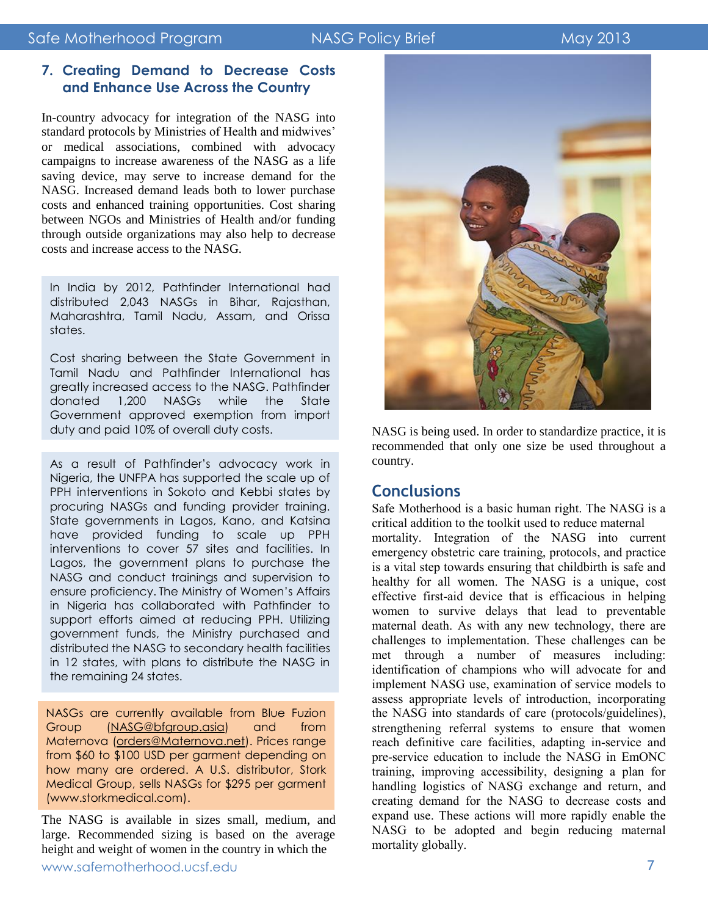## 7. Creating Demand to Decrease Costs and Enhance Use Across the Country

In-country advocacy for integration of the NASG into standard protocols by Ministries of Health and midwives' or medical associations, combined with advocacy campaigns to increase awareness of the NASG as a life saving device, may serve to increase demand for the NASG. Increased demand leads both to lower purchase costs and enhanced training opportunities. Cost sharing between NGOs and Ministries of Health and/or funding through outside organizations may also help to decrease costs and increase access to the NASG.

In India by 2012, Pathfinder International had distributed 2,043 NASGs in Bihar, Rajasthan, Maharashtra, Tamil Nadu, Assam, and Orissa states.

Cost sharing between the State Government in Tamil Nadu and Pathfinder International has greatly increased access to the NASG. Pathfinder donated 1,200 NASGs while the State Government approved exemption from import duty and paid 10% of overall duty costs.

As a result of Pathfinder's advocacy work in Nigeria, the UNFPA has supported the scale up of PPH interventions in Sokoto and Kebbi states by procuring NASGs and funding provider training. State governments in Lagos, Kano, and Katsina have provided funding to scale up PPH interventions to cover 57 sites and facilities. In Lagos, the government plans to purchase the NASG and conduct trainings and supervision to ensure proficiency. The Ministry of Women's Affairs in Nigeria has collaborated with Pathfinder to support efforts aimed at reducing PPH. Utilizing government funds, the Ministry purchased and distributed the NASG to secondary health facilities in 12 states, with plans to distribute the NASG in the remaining 24 states.

NASGs are currently available from Blue Fuzion Group (NASG@bfgroup.asia) and from Maternova (orders@Maternova.net). Prices range from $60 to $100 USD per garment depending on how many are ordered. A U.S. distributor, Stork Medical Group, sells NASGs for $295 per garment (www.storkmedical.com).

The NASG is available in sizes small, medium, and large. Recommended sizing is based on the average height and weight of women in the country in which the NASG is being used. In order to standardize practice, it is recommended that only one size be used throughout a country.

## Conclusions

Safe Motherhood is a basic human right. The NASG is a critical addition to the toolkit used to reduce maternal mortality. Integration of the NASG into current emergency obstetric care training, protocols, and practice is a vital step towards ensuring that childbirth is safe and healthy for all women. The NASG is a unique, cost effective first-aid device that is efficacious in helping women to survive delays that lead to preventable maternal death. As with any new technology, there are challenges to implementation. These challenges can be met through a number of measures including: identification of champions who will advocate for and implement NASG use, examination of service models to assess appropriate levels of introduction, incorporating the NASG into standards of care (protocols/guidelines), strengthening referral systems to ensure that women reach definitive care facilities, adapting in-service and pre-service education to include the NASG in EmONC training, improving accessibility, designing a plan for handling logistics of NASG exchange and return, and creating demand for the NASG to decrease costs and expand use. These actions will more rapidly enable the NASG to be adopted and begin reducing maternal mortality globally.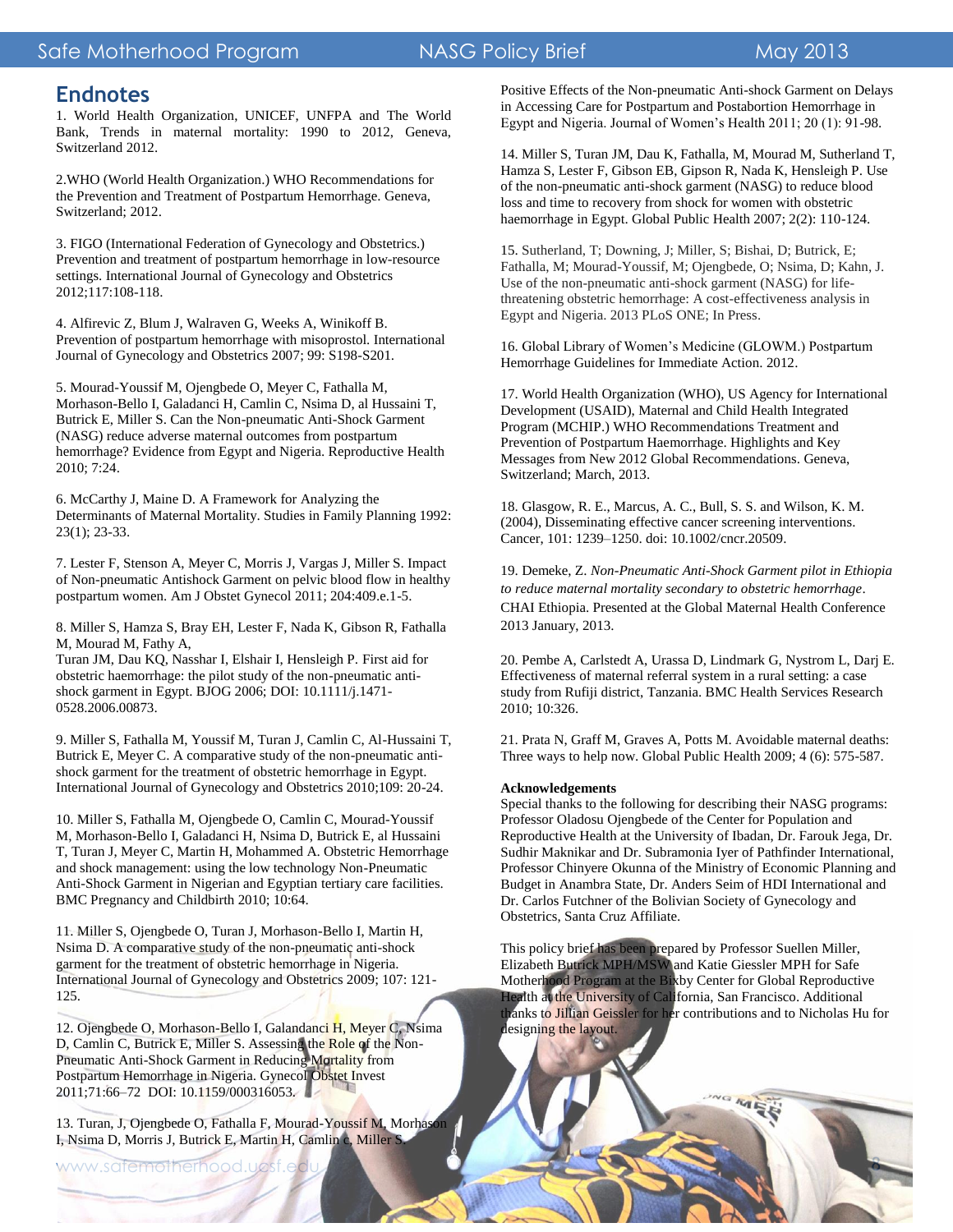## Endnotes

1. World Health Organization, UNICEF, UNFPA and The World Bank, Trends in maternal mortality: 1990 to 2012, Geneva, Switzerland 2012.

2. WHO (World Health Organization.) WHO Recommendations for the Prevention and Treatment of Postpartum Hemorrhage. Geneva, Switzerland; 2012.

3. FIGO (International Federation of Gynecology and Obstetrics.) Prevention and treatment of postpartum hemorrhage in low-resource settings. International Journal of Gynecology and Obstetrics 2012;117:108-118.

4. Alfirevic Z, Blum J, Walraven G, Weeks A, Winikoff B. Prevention of postpartum hemorrhage with misoprostol. International Journal of Gynecology and Obstetrics 2007; 99: S198-S201.

5. Mourad-Youssif M, Ojengbede O, Meyer C, Fathalla M, Morhason-Bello I, Galadanci H, Camlin C, Nsima D, al Hussaini T, Butrick E, Miller S. Can the Non-pneumatic Anti-Shock Garment (NASG) reduce adverse maternal outcomes from postpartum hemorrhage? Evidence from Egypt and Nigeria. Reproductive Health 2010; 7:24.

6. McCarthy J, Maine D. A Framework for Analyzing the Determinants of Maternal Mortality. Studies in Family Planning 1992: 23(1); 23-33.

7. Lester F, Stenson A, Meyer C, Morris J, Vargas J, Miller S. Impact of Non-pneumatic Antishock Garment on pelvic blood flow in healthy postpartum women. Am J Obstet Gynecol 2011; 204:409.e.1-5.

8. Miller S, Hamza S, Bray EH, Lester F, Nada K, Gibson R, Fathalla M, Mourad M, Fathy A,
Turan JM, Dau KQ, Nasshar I, Elshair I, Hensleigh P. First aid for obstetric haemorrhage: the pilot study of the non-pneumatic anti-shock garment in Egypt. BJOG 2006; DOI: 10.1111/j.1471-0528.2006.00873.

9. Miller S, Fathalla M, Youssif M, Turan J, Camlin C, Al-Hussaini T, Butrick E, Meyer C. A comparative study of the non-pneumatic anti-shock garment for the treatment of obstetric hemorrhage in Egypt. International Journal of Gynecology and Obstetrics 2010;109: 20-24.

10. Miller S, Fathalla M, Ojengbede O, Camlin C, Mourad-Youssif M, Morhason-Bello I, Galadanci H, Nsima D, Butrick E, al Hussaini T, Turan J, Meyer C, Martin H, Mohammed A. Obstetric Hemorrhage and shock management: using the low technology Non-Pneumatic Anti-Shock Garment in Nigerian and Egyptian tertiary care facilities. BMC Pregnancy and Childbirth 2010; 10:64.

11. Miller S, Ojengbede O, Turan J, Morhason-Bello I, Martin H, Nsima D. A comparative study of the non-pneumatic anti-shock garment for the treatment of obstetric hemorrhage in Nigeria. International Journal of Gynecology and Obstetrics 2009; 107: 121-125.

12. Ojengbede O, Morhason-Bello I, Galandanci H, Meyer C, Nsima D, Camlin C, Butrick E, Miller S. Assessing the Role of the Non-Pneumatic Anti-Shock Garment in Reducing Mortality from Postpartum Hemorrhage in Nigeria. Gynecol Obstet Invest 2011;71:66–72 DOI: 10.1159/000316053.

13. Turan, J, Ojengbede O, Fathalla F, Mourad-Youssif M, Morhason I, Nsima D, Morris J, Butrick E, Martin H, Camlin c, Miller S. Positive Effects of the Non-pneumatic Anti-shock Garment on Delays in Accessing Care for Postpartum and Postabortion Hemorrhage in Egypt and Nigeria. Journal of Women's Health 2011; 20 (1): 91-98.

14. Miller S, Turan JM, Dau K, Fathalla, M, Mourad M, Sutherland T, Hamza S, Lester F, Gibson EB, Gipson R, Nada K, Hensleigh P. Use of the non-pneumatic anti-shock garment (NASG) to reduce blood loss and time to recovery from shock for women with obstetric haemorrhage in Egypt. Global Public Health 2007; 2(2): 110-124.

15. Sutherland, T; Downing, J; Miller, S; Bishai, D; Butrick, E; Fathalla, M; Mourad-Youssif, M; Ojengbede, O; Nsima, D; Kahn, J. Use of the non-pneumatic anti-shock garment (NASG) for life-threatening obstetric hemorrhage: A cost-effectiveness analysis in Egypt and Nigeria. 2013 PLoS ONE; In Press.

16. Global Library of Women's Medicine (GLOWM.) Postpartum Hemorrhage Guidelines for Immediate Action. 2012.

17. World Health Organization (WHO), US Agency for International Development (USAID), Maternal and Child Health Integrated Program (MCHIP.) WHO Recommendations Treatment and Prevention of Postpartum Haemorrhage. Highlights and Key Messages from New 2012 Global Recommendations. Geneva, Switzerland; March, 2013.

18. Glasgow, R. E., Marcus, A. C., Bull, S. S. and Wilson, K. M. (2004), Disseminating effective cancer screening interventions. Cancer, 101: 1239–1250. doi: 10.1002/cncr.20509.

19. Demeke, Z. *Non-Pneumatic Anti-Shock Garment pilot in Ethiopia to reduce maternal mortality secondary to obstetric hemorrhage*. CHAI Ethiopia. Presented at the Global Maternal Health Conference 2013 January, 2013.

20. Pembe A, Carlstedt A, Urassa D, Lindmark G, Nystrom L, Darj E. Effectiveness of maternal referral system in a rural setting: a case study from Rufiji district, Tanzania. BMC Health Services Research 2010; 10:326.

21. Prata N, Graff M, Graves A, Potts M. Avoidable maternal deaths: Three ways to help now. Global Public Health 2009; 4 (6): 575-587.

**Acknowledgements**

Special thanks to the following for describing their NASG programs: Professor Oladosu Ojengbede of the Center for Population and Reproductive Health at the University of Ibadan, Dr. Farouk Jega, Dr. Sudhir Maknikar and Dr. Subramonia Iyer of Pathfinder International, Professor Chinyere Okunna of the Ministry of Economic Planning and Budget in Anambra State, Dr. Anders Seim of HDI International and Dr. Carlos Futchner of the Bolivian Society of Gynecology and Obstetrics, Santa Cruz Affiliate.

This policy brief has been prepared by Professor Suellen Miller, Elizabeth Butrick MPH/MSW and Katie Giessler MPH for Safe Motherhood Program at the Bixby Center for Global Reproductive Health at the University of California, San Francisco. Additional thanks to Jillian Geissler for her contributions and to Nicholas Hu for designing the layout.

www.safemotherhood.ucsf.edu